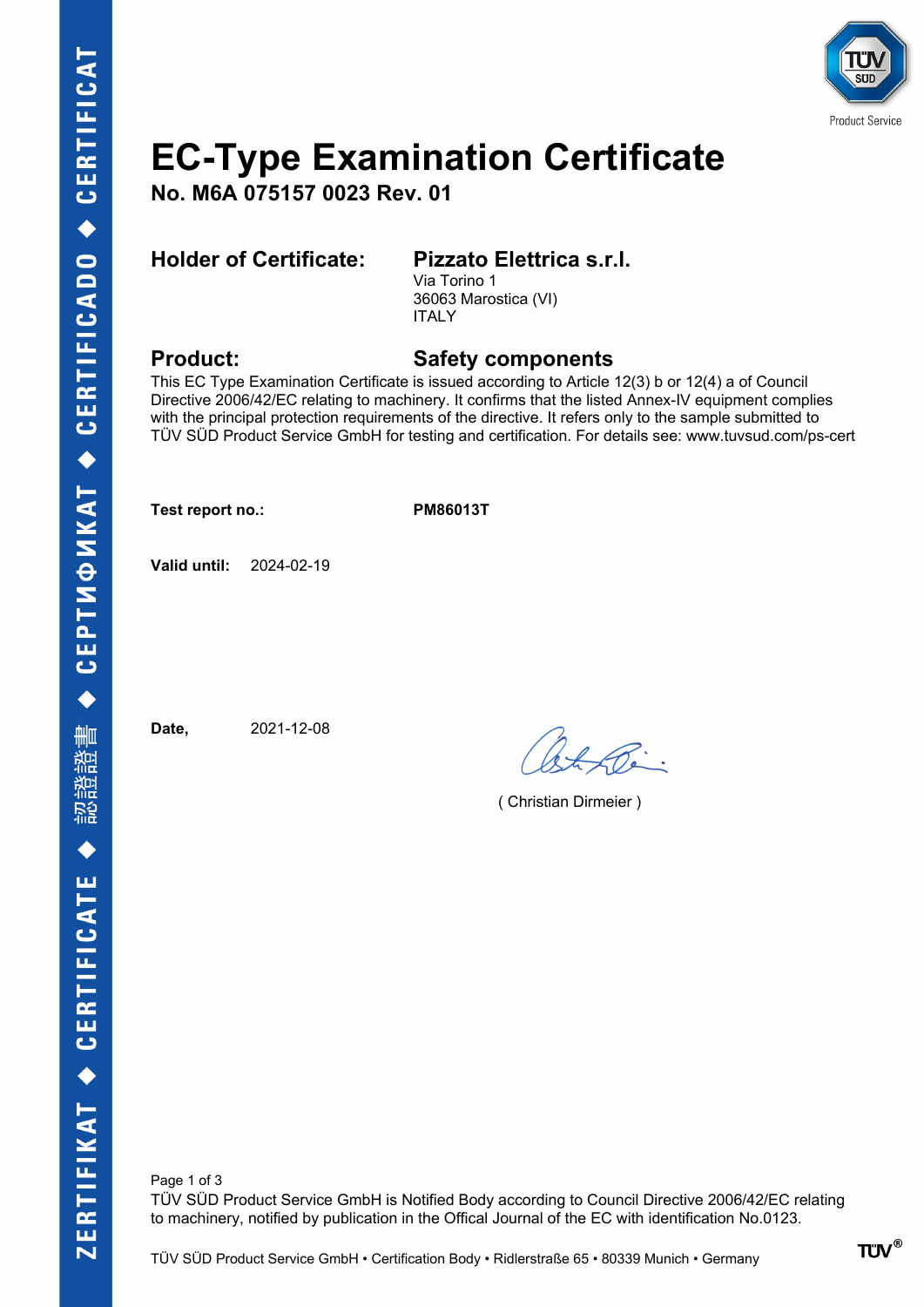# EC-Type Examination Certificate

**No. M6A 075157 0023 Rev. 01**

**Holder of Certificate:** **Pizzato Elettrica s.r.l.**
Via Torino 1
36063 Marostica (VI)
ITALY

**Product:** **Safety components**

This EC Type Examination Certificate is issued according to Article 12(3) b or 12(4) a of Council Directive 2006/42/EC relating to machinery. It confirms that the listed Annex-IV equipment complies with the principal protection requirements of the directive. It refers only to the sample submitted to TÜV SÜD Product Service GmbH for testing and certification. For details see: www.tuvsud.com/ps-cert

**Test report no.:** **PM86013T**

**Valid until:** 2024-02-19

**Date,** 2021-12-08

( Christian Dirmeier )

TÜV SÜD Product Service GmbH is Notified Body according to Council Directive 2006/42/EC relating to machinery, notified by publication in the Offical Journal of the EC with identification No.0123.

TÜV SÜD Product Service GmbH • Certification Body • Ridlerstraße 65 • 80339 Munich • Germany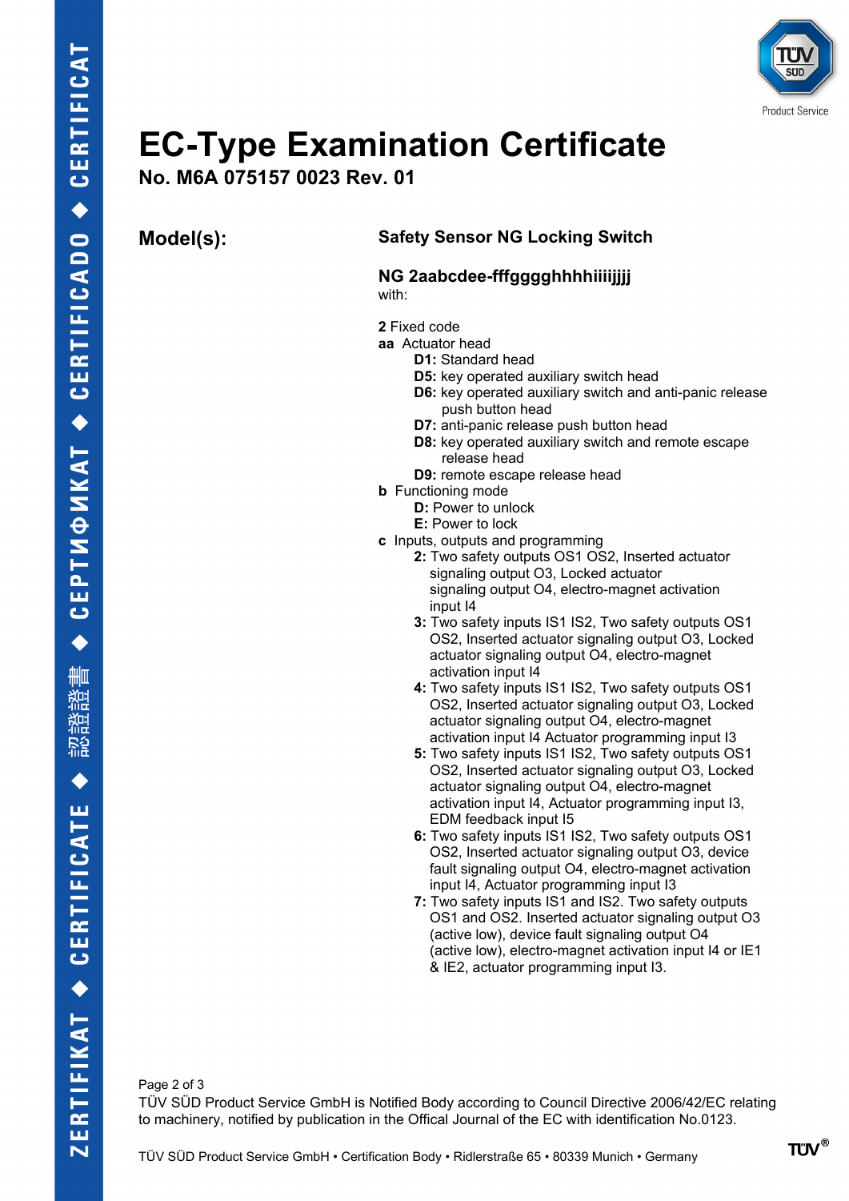# EC-Type Examination Certificate

## No. M6A 075157 0023 Rev. 01

**Model(s):**

**Safety Sensor NG Locking Switch**

**NG 2aabcdee-fffgggghhhhiiiijjjj**
with:

**2** Fixed code

**aa** Actuator head

- **D1:** Standard head
- **D5:** key operated auxiliary switch head
- **D6:** key operated auxiliary switch and anti-panic release push button head
- **D7:** anti-panic release push button head
- **D8:** key operated auxiliary switch and remote escape release head
- **D9:** remote escape release head

**b** Functioning mode

- **D:** Power to unlock
- **E:** Power to lock

**c** Inputs, outputs and programming

- **2:** Two safety outputs OS1 OS2, Inserted actuator signaling output O3, Locked actuator signaling output O4, electro-magnet activation input I4
- **3:** Two safety inputs IS1 IS2, Two safety outputs OS1 OS2, Inserted actuator signaling output O3, Locked actuator signaling output O4, electro-magnet activation input I4
- **4:** Two safety inputs IS1 IS2, Two safety outputs OS1 OS2, Inserted actuator signaling output O3, Locked actuator signaling output O4, electro-magnet activation input I4 Actuator programming input I3
- **5:** Two safety inputs IS1 IS2, Two safety outputs OS1 OS2, Inserted actuator signaling output O3, Locked actuator signaling output O4, electro-magnet activation input I4, Actuator programming input I3, EDM feedback input I5
- **6:** Two safety inputs IS1 IS2, Two safety outputs OS1 OS2, Inserted actuator signaling output O3, device fault signaling output O4, electro-magnet activation input I4, Actuator programming input I3
- **7:** Two safety inputs IS1 and IS2. Two safety outputs OS1 and OS2. Inserted actuator signaling output O3 (active low), device fault signaling output O4 (active low), electro-magnet activation input I4 or IE1 & IE2, actuator programming input I3.

TÜV SÜD Product Service GmbH is Notified Body according to Council Directive 2006/42/EC relating to machinery, notified by publication in the Offical Journal of the EC with identification No.0123.

TÜV SÜD Product Service GmbH • Certification Body • Ridlerstraße 65 • 80339 Munich • Germany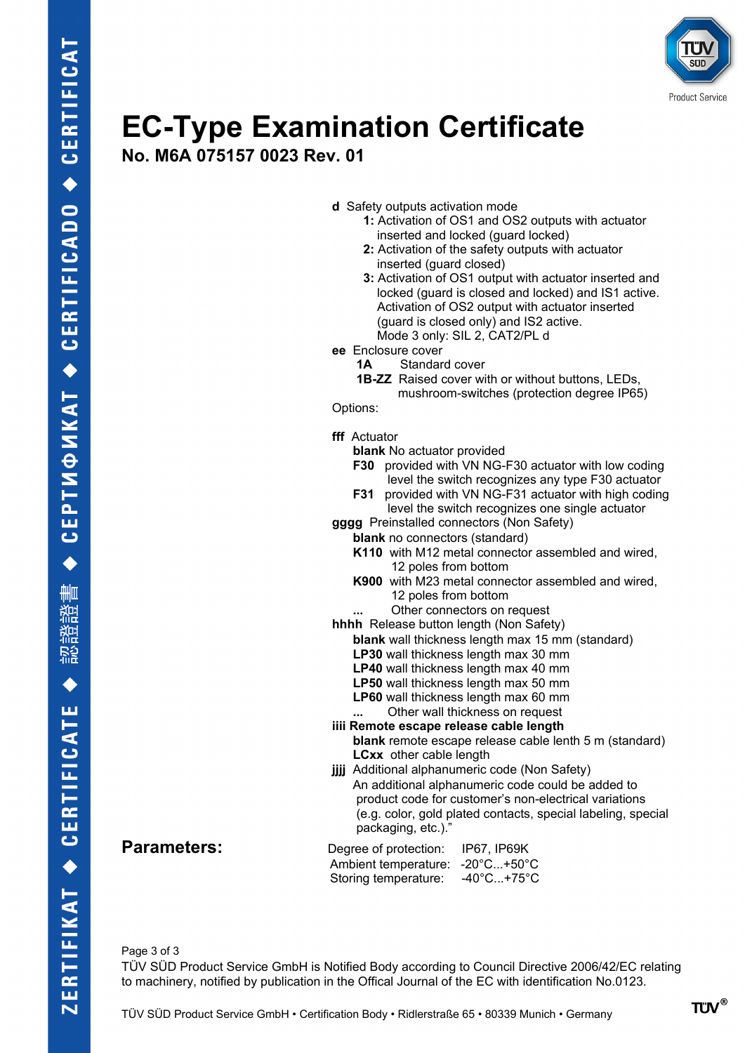# EC-Type Examination Certificate

## No. M6A 075157 0023 Rev. 01

**d** Safety outputs activation mode

- **1:** Activation of OS1 and OS2 outputs with actuator inserted and locked (guard locked)
- **2:** Activation of the safety outputs with actuator inserted (guard closed)
- **3:** Activation of OS1 output with actuator inserted and locked (guard is closed and locked) and IS1 active. Activation of OS2 output with actuator inserted (guard is closed only) and IS2 active.
  Mode 3 only: SIL 2, CAT2/PL d

**ee** Enclosure cover

- **1A** Standard cover
- **1B-ZZ** Raised cover with or without buttons, LEDs, mushroom-switches (protection degree IP65)

Options:

**fff** Actuator

- **blank** No actuator provided
- **F30** provided with VN NG-F30 actuator with low coding level the switch recognizes any type F30 actuator
- **F31** provided with VN NG-F31 actuator with high coding level the switch recognizes one single actuator

**gggg** Preinstalled connectors (Non Safety)

- **blank** no connectors (standard)
- **K110** with M12 metal connector assembled and wired, 12 poles from bottom
- **K900** with M23 metal connector assembled and wired, 12 poles from bottom
- **...** Other connectors on request

**hhhh** Release button length (Non Safety)

- **blank** wall thickness length max 15 mm (standard)
- **LP30** wall thickness length max 30 mm
- **LP40** wall thickness length max 40 mm
- **LP50** wall thickness length max 50 mm
- **LP60** wall thickness length max 60 mm
- **...** Other wall thickness on request

**iiii Remote escape release cable length**

- **blank** remote escape release cable lenth 5 m (standard)
- **LCxx** other cable length

**jjjj** Additional alphanumeric code (Non Safety)

An additional alphanumeric code could be added to product code for customer's non-electrical variations (e.g. color, gold plated contacts, special labeling, special packaging, etc.)."

## Parameters:

| | |
|---|---|
| Degree of protection: | IP67, IP69K |
| Ambient temperature: | -20°C...+50°C |
| Storing temperature: | -40°C...+75°C |

TÜV SÜD Product Service GmbH is Notified Body according to Council Directive 2006/42/EC relating to machinery, notified by publication in the Offical Journal of the EC with identification No.0123.

TÜV SÜD Product Service GmbH • Certification Body • Ridlerstraße 65 • 80339 Munich • Germany